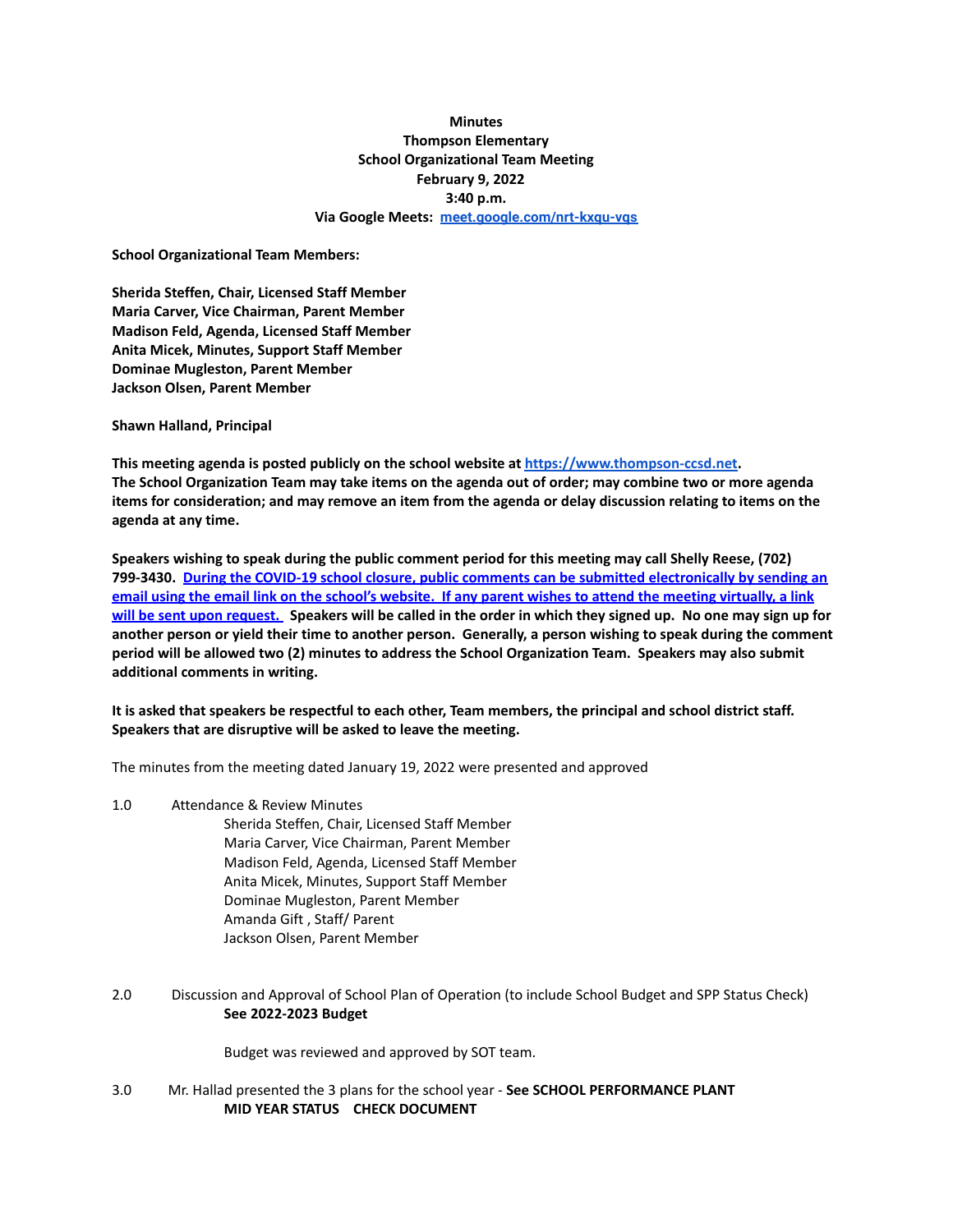**Minutes**
**Thompson Elementary**
**School Organizational Team Meeting**
**February 9, 2022**
**3:40 p.m.**
**Via Google Meets: [meet.google.com/nrt-kxqu-vqs](meet.google.com/nrt-kxqu-vqs)**

**School Organizational Team Members:**

**Sherida Steffen, Chair, Licensed Staff Member**
**Maria Carver, Vice Chairman, Parent Member**
**Madison Feld, Agenda, Licensed Staff Member**
**Anita Micek, Minutes, Support Staff Member**
**Dominae Mugleston, Parent Member**
**Jackson Olsen, Parent Member**

**Shawn Halland, Principal**

**This meeting agenda is posted publicly on the school website at [https://www.thompson-ccsd.net](https://www.thompson-ccsd.net).**
**The School Organization Team may take items on the agenda out of order; may combine two or more agenda items for consideration; and may remove an item from the agenda or delay discussion relating to items on the agenda at any time.**

**Speakers wishing to speak during the public comment period for this meeting may call Shelly Reese, (702) 799-3430. During the COVID-19 school closure, public comments can be submitted electronically by sending an email using the email link on the school's website. If any parent wishes to attend the meeting virtually, a link will be sent upon request. Speakers will be called in the order in which they signed up. No one may sign up for another person or yield their time to another person. Generally, a person wishing to speak during the comment period will be allowed two (2) minutes to address the School Organization Team. Speakers may also submit additional comments in writing.**

**It is asked that speakers be respectful to each other, Team members, the principal and school district staff. Speakers that are disruptive will be asked to leave the meeting.**

The minutes from the meeting dated January 19, 2022 were presented and approved

1.0 Attendance & Review Minutes
  - Sherida Steffen, Chair, Licensed Staff Member
  - Maria Carver, Vice Chairman, Parent Member
  - Madison Feld, Agenda, Licensed Staff Member
  - Anita Micek, Minutes, Support Staff Member
  - Dominae Mugleston, Parent Member
  - Amanda Gift , Staff/ Parent
  - Jackson Olsen, Parent Member

2.0 Discussion and Approval of School Plan of Operation (to include School Budget and SPP Status Check)
  **See 2022-2023 Budget**

  Budget was reviewed and approved by SOT team.

3.0 Mr. Hallad presented the 3 plans for the school year - **See SCHOOL PERFORMANCE PLANT MID YEAR STATUS CHECK DOCUMENT**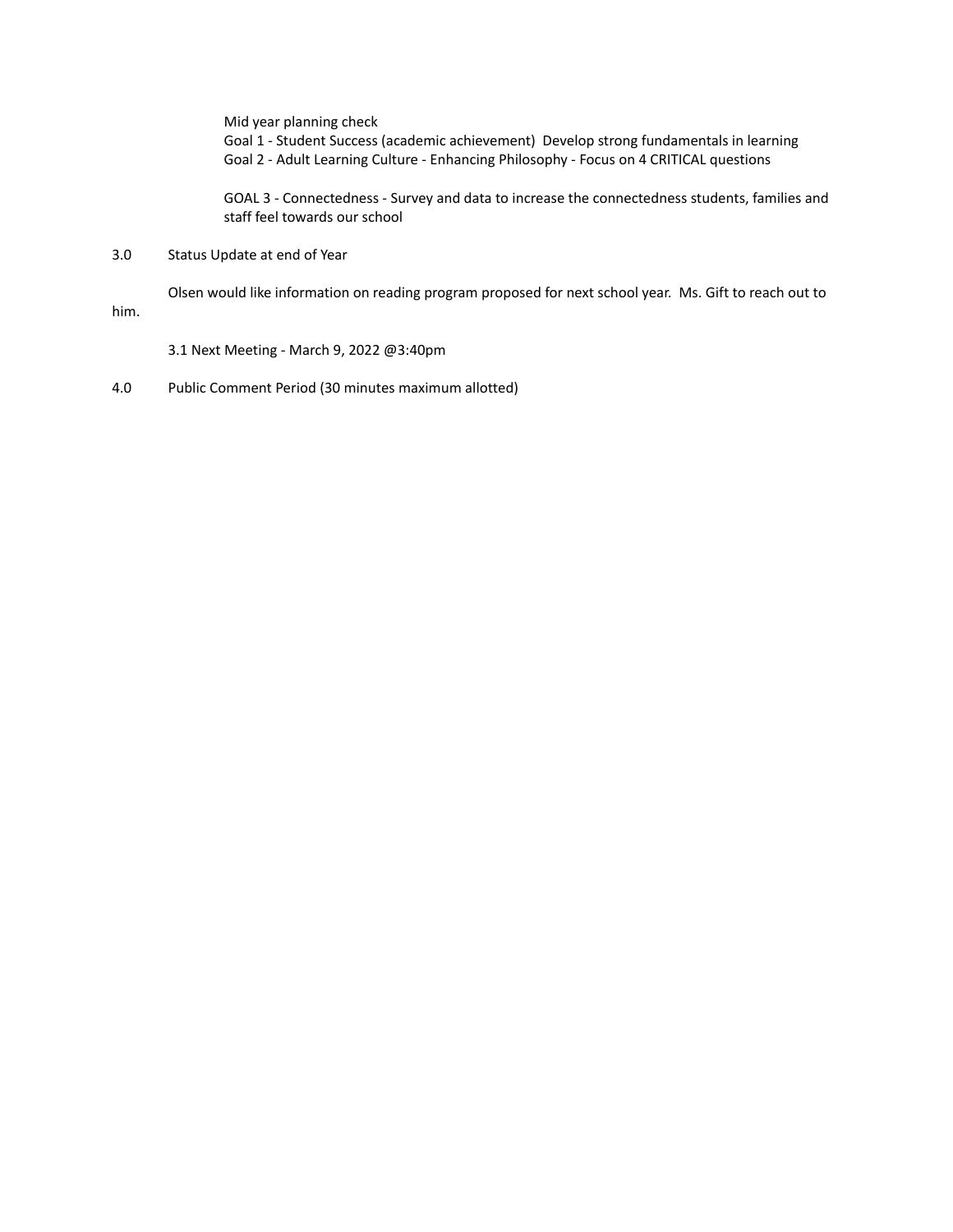Mid year planning check

Goal 1 - Student Success (academic achievement)  Develop strong fundamentals in learning

Goal 2 - Adult Learning Culture - Enhancing Philosophy - Focus on 4 CRITICAL questions

GOAL 3 - Connectedness - Survey and data to increase the connectedness students, families and staff feel towards our school

3.0 Status Update at end of Year

Olsen would like information on reading program proposed for next school year.  Ms. Gift to reach out to him.

3.1 Next Meeting - March 9, 2022 @3:40pm

4.0 Public Comment Period (30 minutes maximum allotted)